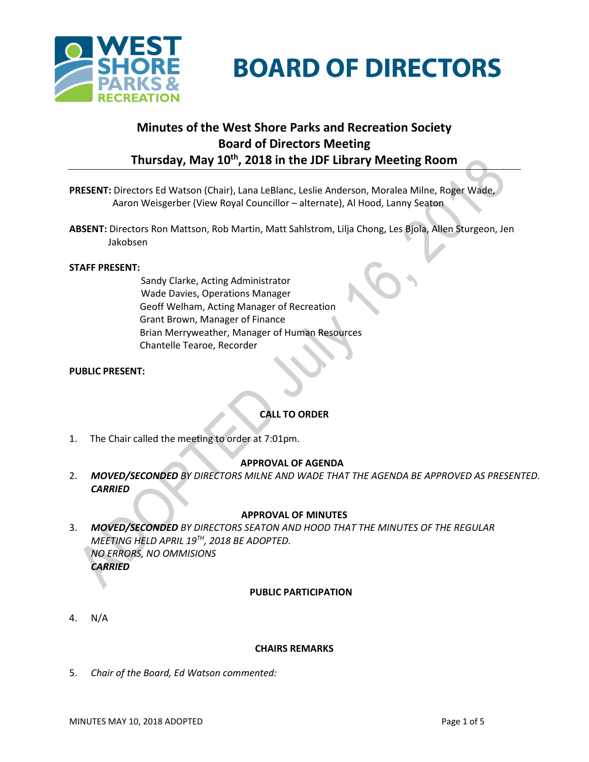# BOARD OF DIRECTORS

## Minutes of the West Shore Parks and Recreation Society Board of Directors Meeting Thursday, May 10th, 2018 in the JDF Library Meeting Room

**PRESENT:** Directors Ed Watson (Chair), Lana LeBlanc, Leslie Anderson, Moralea Milne, Roger Wade, Aaron Weisgerber (View Royal Councillor – alternate), Al Hood, Lanny Seaton

**ABSENT:** Directors Ron Mattson, Rob Martin, Matt Sahlstrom, Lilja Chong, Les Bjola, Allen Sturgeon, Jen Jakobsen

**STAFF PRESENT:**

Sandy Clarke, Acting Administrator
Wade Davies, Operations Manager
Geoff Welham, Acting Manager of Recreation
Grant Brown, Manager of Finance
Brian Merryweather, Manager of Human Resources
Chantelle Tearoe, Recorder

**PUBLIC PRESENT:**

**CALL TO ORDER**

1. The Chair called the meeting to order at 7:01pm.

**APPROVAL OF AGENDA**

2. ***MOVED/SECONDED*** *BY DIRECTORS MILNE AND WADE THAT THE AGENDA BE APPROVED AS PRESENTED.* ***CARRIED***

**APPROVAL OF MINUTES**

3. ***MOVED/SECONDED*** *BY DIRECTORS SEATON AND HOOD THAT THE MINUTES OF THE REGULAR MEETING HELD APRIL 19TH, 2018 BE ADOPTED.*
   *NO ERRORS, NO OMMISIONS*
   ***CARRIED***

**PUBLIC PARTICIPATION**

4. N/A

**CHAIRS REMARKS**

5. *Chair of the Board, Ed Watson commented:*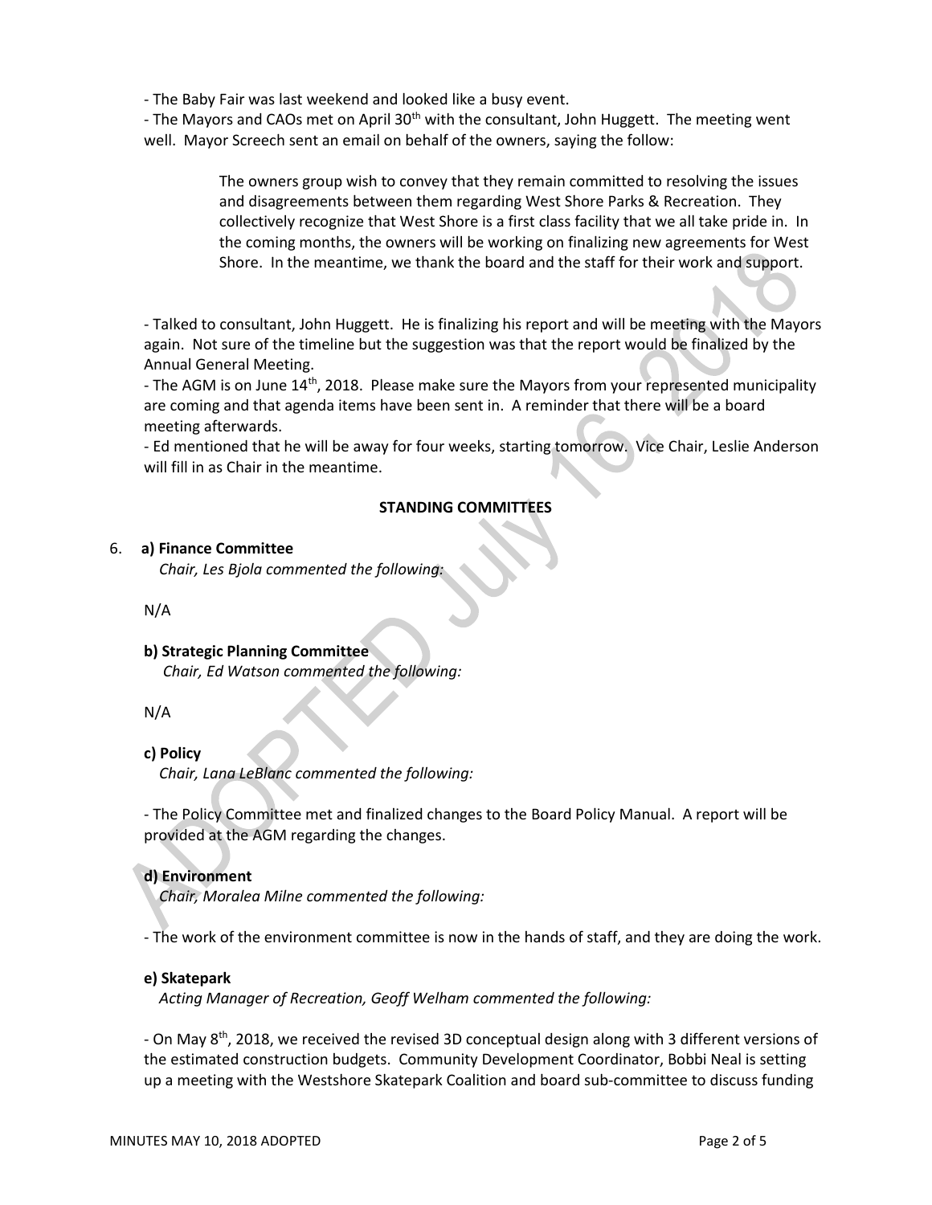- The Baby Fair was last weekend and looked like a busy event.
- The Mayors and CAOs met on April 30th with the consultant, John Huggett. The meeting went well. Mayor Screech sent an email on behalf of the owners, saying the follow:

> The owners group wish to convey that they remain committed to resolving the issues and disagreements between them regarding West Shore Parks & Recreation. They collectively recognize that West Shore is a first class facility that we all take pride in. In the coming months, the owners will be working on finalizing new agreements for West Shore. In the meantime, we thank the board and the staff for their work and support.

- Talked to consultant, John Huggett. He is finalizing his report and will be meeting with the Mayors again. Not sure of the timeline but the suggestion was that the report would be finalized by the Annual General Meeting.
- The AGM is on June 14th, 2018. Please make sure the Mayors from your represented municipality are coming and that agenda items have been sent in. A reminder that there will be a board meeting afterwards.
- Ed mentioned that he will be away for four weeks, starting tomorrow. Vice Chair, Leslie Anderson will fill in as Chair in the meantime.

## STANDING COMMITTEES

6. **a) Finance Committee**
   *Chair, Les Bjola commented the following:*

   N/A

   **b) Strategic Planning Committee**
   *Chair, Ed Watson commented the following:*

   N/A

   **c) Policy**
   *Chair, Lana LeBlanc commented the following:*

   - The Policy Committee met and finalized changes to the Board Policy Manual. A report will be provided at the AGM regarding the changes.

   **d) Environment**
   *Chair, Moralea Milne commented the following:*

   - The work of the environment committee is now in the hands of staff, and they are doing the work.

   **e) Skatepark**
   *Acting Manager of Recreation, Geoff Welham commented the following:*

   - On May 8th, 2018, we received the revised 3D conceptual design along with 3 different versions of the estimated construction budgets. Community Development Coordinator, Bobbi Neal is setting up a meeting with the Westshore Skatepark Coalition and board sub-committee to discuss funding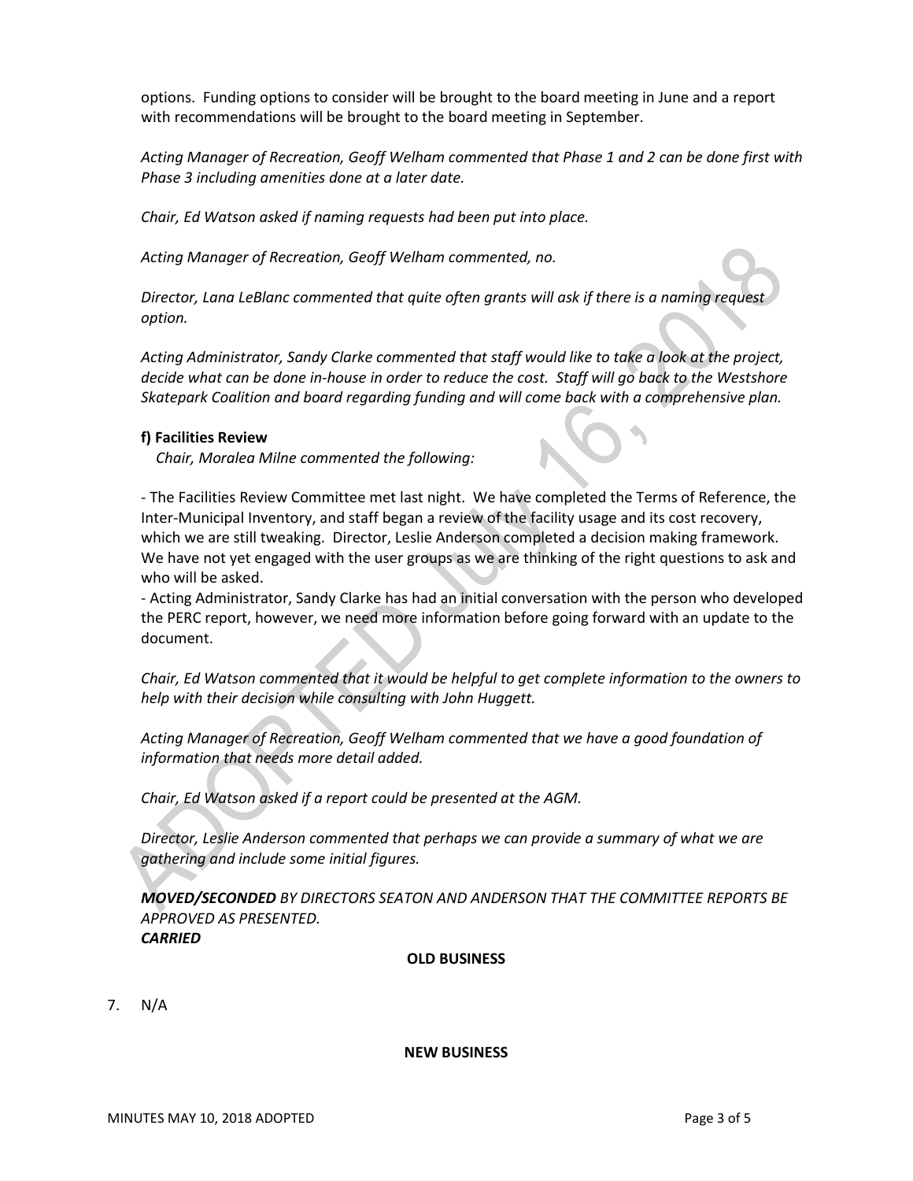options. Funding options to consider will be brought to the board meeting in June and a report with recommendations will be brought to the board meeting in September.

*Acting Manager of Recreation, Geoff Welham commented that Phase 1 and 2 can be done first with Phase 3 including amenities done at a later date.*

*Chair, Ed Watson asked if naming requests had been put into place.*

*Acting Manager of Recreation, Geoff Welham commented, no.*

*Director, Lana LeBlanc commented that quite often grants will ask if there is a naming request option.*

*Acting Administrator, Sandy Clarke commented that staff would like to take a look at the project, decide what can be done in-house in order to reduce the cost. Staff will go back to the Westshore Skatepark Coalition and board regarding funding and will come back with a comprehensive plan.*

**f) Facilities Review**

*Chair, Moralea Milne commented the following:*

- The Facilities Review Committee met last night. We have completed the Terms of Reference, the Inter-Municipal Inventory, and staff began a review of the facility usage and its cost recovery, which we are still tweaking. Director, Leslie Anderson completed a decision making framework. We have not yet engaged with the user groups as we are thinking of the right questions to ask and who will be asked.
- Acting Administrator, Sandy Clarke has had initial conversation with the person who developed the PERC report, however, we need more information before going forward with an update to the document.

*Chair, Ed Watson commented that it would be helpful to get complete information to the owners to help with their decision while consulting with John Huggett.*

*Acting Manager of Recreation, Geoff Welham commented that we have a good foundation of information that needs more detail added.*

*Chair, Ed Watson asked if a report could be presented at the AGM.*

*Director, Leslie Anderson commented that perhaps we can provide a summary of what we are gathering and include some initial figures.*

***MOVED/SECONDED*** *BY DIRECTORS SEATON AND ANDERSON THAT THE COMMITTEE REPORTS BE APPROVED AS PRESENTED.*
***CARRIED***

**OLD BUSINESS**

7. N/A

**NEW BUSINESS**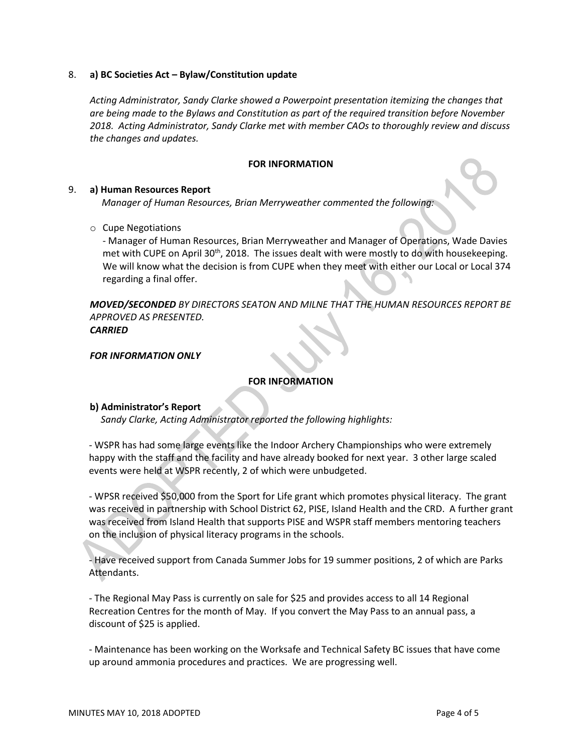8. **a) BC Societies Act – Bylaw/Constitution update**

   *Acting Administrator, Sandy Clarke showed a Powerpoint presentation itemizing the changes that are being made to the Bylaws and Constitution as part of the required transition before November 2018. Acting Administrator, Sandy Clarke met with member CAOs to thoroughly review and discuss the changes and updates.*

**FOR INFORMATION**

9. **a) Human Resources Report**

   *Manager of Human Resources, Brian Merryweather commented the following:*

   - Cupe Negotiations
     - Manager of Human Resources, Brian Merryweather and Manager of Operations, Wade Davies met with CUPE on April 30th, 2018. The issues dealt with were mostly to do with housekeeping. We will know what the decision is from CUPE when they meet with either our Local or Local 374 regarding a final offer.

***MOVED/SECONDED** BY DIRECTORS SEATON AND MILNE THAT THE HUMAN RESOURCES REPORT BE APPROVED AS PRESENTED.*
***CARRIED***

***FOR INFORMATION ONLY***

**FOR INFORMATION**

**b) Administrator's Report**

*Sandy Clarke, Acting Administrator reported the following highlights:*

- WSPR has had some large events like the Indoor Archery Championships who were extremely happy with the staff and the facility and have already booked for next year. 3 other large scaled events were held at WSPR recently, 2 of which were unbudgeted.

- WPSR received $50,000 from the Sport for Life grant which promotes physical literacy. The grant was received in partnership with School District 62, PISE, Island Health and the CRD. A further grant was received from Island Health that supports PISE and WSPR staff members mentoring teachers on the inclusion of physical literacy programs in the schools.

- Have received support from Canada Summer Jobs for 19 summer positions, 2 of which are Parks Attendants.

- The Regional May Pass is currently on sale for $25 and provides access to all 14 Regional Recreation Centres for the month of May. If you convert the May Pass to an annual pass, a discount of $25 is applied.

- Maintenance has been working on the Worksafe and Technical Safety BC issues that have come up around ammonia procedures and practices. We are progressing well.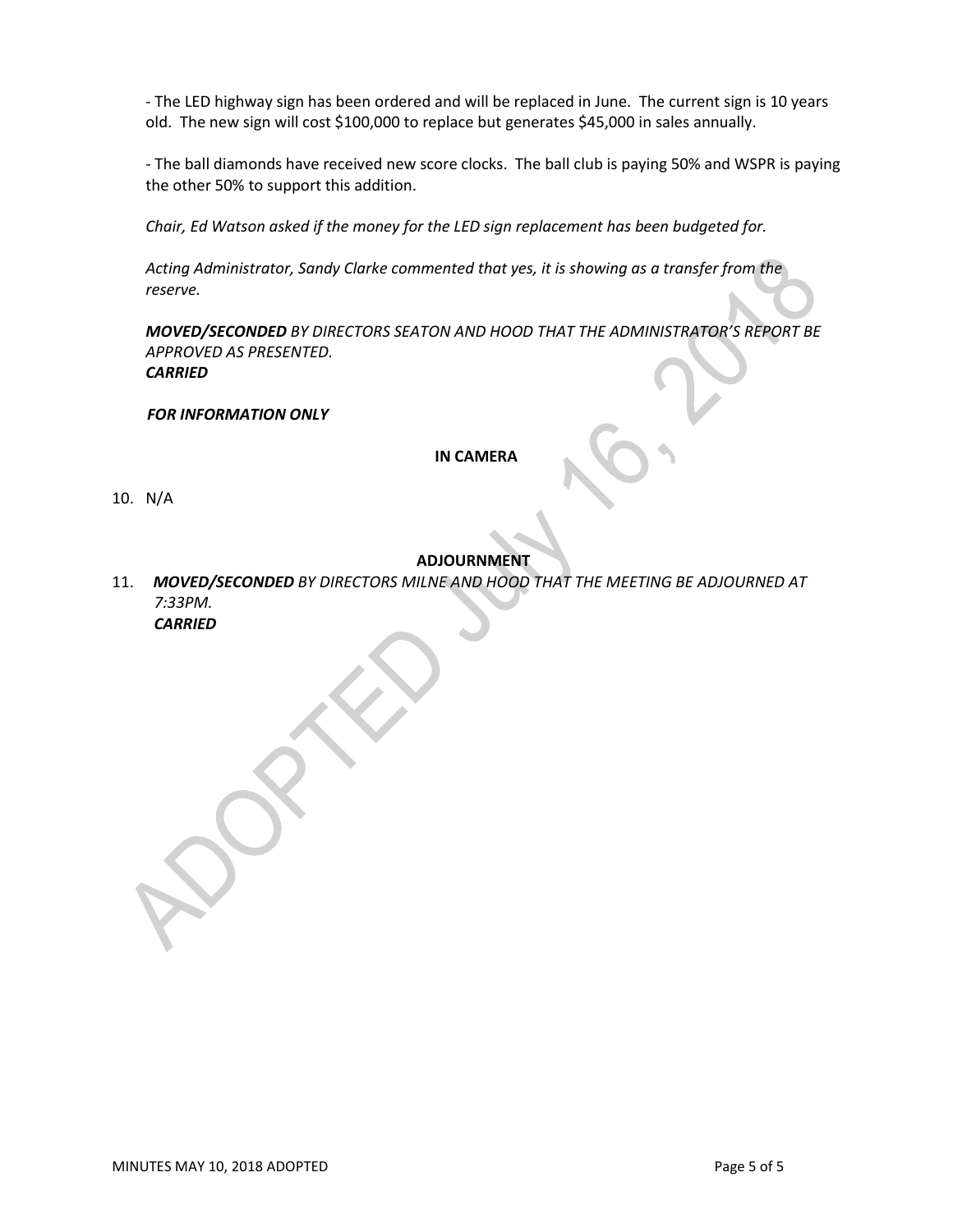- The LED highway sign has been ordered and will be replaced in June. The current sign is 10 years old. The new sign will cost $100,000 to replace but generates $45,000 in sales annually.

- The ball diamonds have received new score clocks. The ball club is paying 50% and WSPR is paying the other 50% to support this addition.

*Chair, Ed Watson asked if the money for the LED sign replacement has been budgeted for.*

*Acting Administrator, Sandy Clarke commented that yes, it is showing as a transfer from the reserve.*

***MOVED/SECONDED*** *BY DIRECTORS SEATON AND HOOD THAT THE ADMINISTRATOR'S REPORT BE APPROVED AS PRESENTED.*
***CARRIED***

***FOR INFORMATION ONLY***

**IN CAMERA**

10. N/A

**ADJOURNMENT**

11. ***MOVED/SECONDED*** *BY DIRECTORS MILNE AND HOOD THAT THE MEETING BE ADJOURNED AT 7:33PM.*
***CARRIED***

ADOPTED July 16, 2018